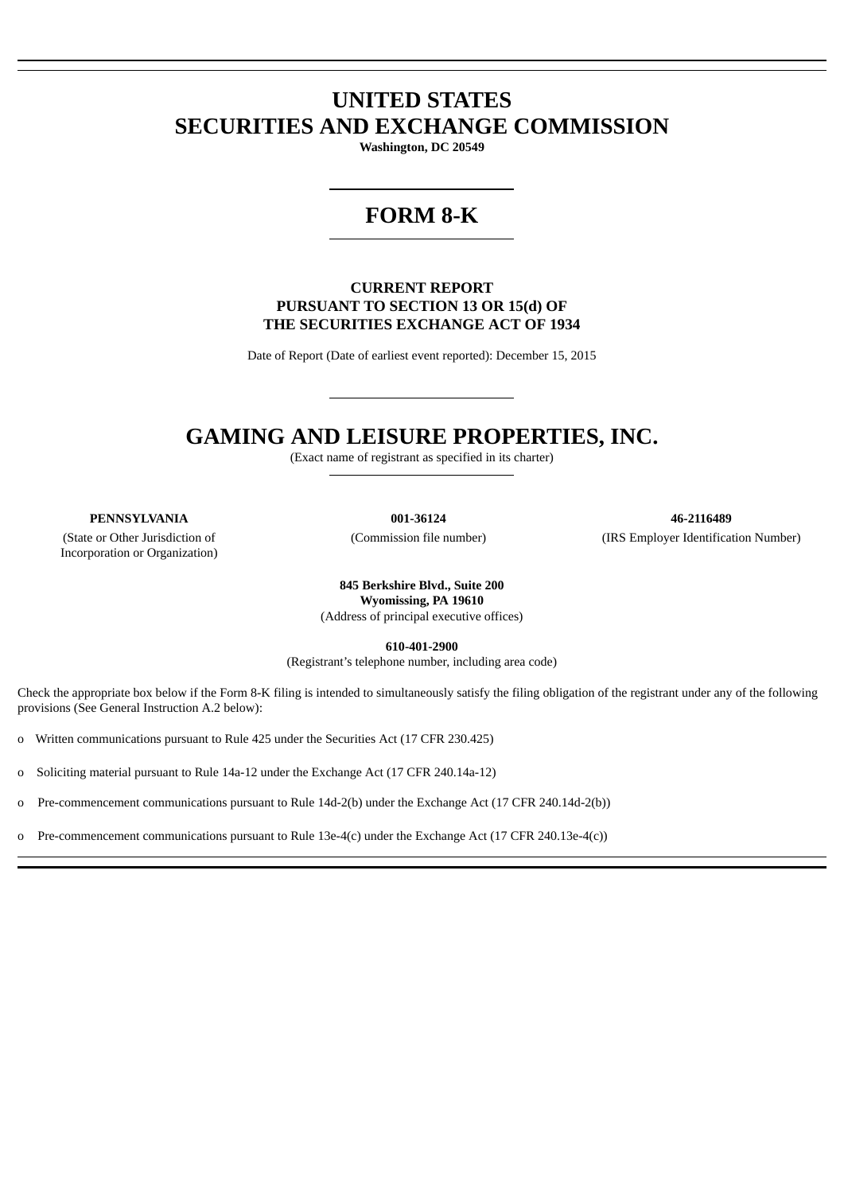# UNITED STATES
# SECURITIES AND EXCHANGE COMMISSION

**Washington, DC 20549**

## FORM 8-K

**CURRENT REPORT**
**PURSUANT TO SECTION 13 OR 15(d) OF**
**THE SECURITIES EXCHANGE ACT OF 1934**

Date of Report (Date of earliest event reported): December 15, 2015

## GAMING AND LEISURE PROPERTIES, INC.

(Exact name of registrant as specified in its charter)

| **PENNSYLVANIA** | **001-36124** | **46-2116489** |
|---|---|---|
| (State or Other Jurisdiction of Incorporation or Organization) | (Commission file number) | (IRS Employer Identification Number) |

**845 Berkshire Blvd., Suite 200**
**Wyomissing, PA 19610**
(Address of principal executive offices)

**610-401-2900**
(Registrant's telephone number, including area code)

Check the appropriate box below if the Form 8-K filing is intended to simultaneously satisfy the filing obligation of the registrant under any of the following provisions (See General Instruction A.2 below):

o Written communications pursuant to Rule 425 under the Securities Act (17 CFR 230.425)

o Soliciting material pursuant to Rule 14a-12 under the Exchange Act (17 CFR 240.14a-12)

o Pre-commencement communications pursuant to Rule 14d-2(b) under the Exchange Act (17 CFR 240.14d-2(b))

o Pre-commencement communications pursuant to Rule 13e-4(c) under the Exchange Act (17 CFR 240.13e-4(c))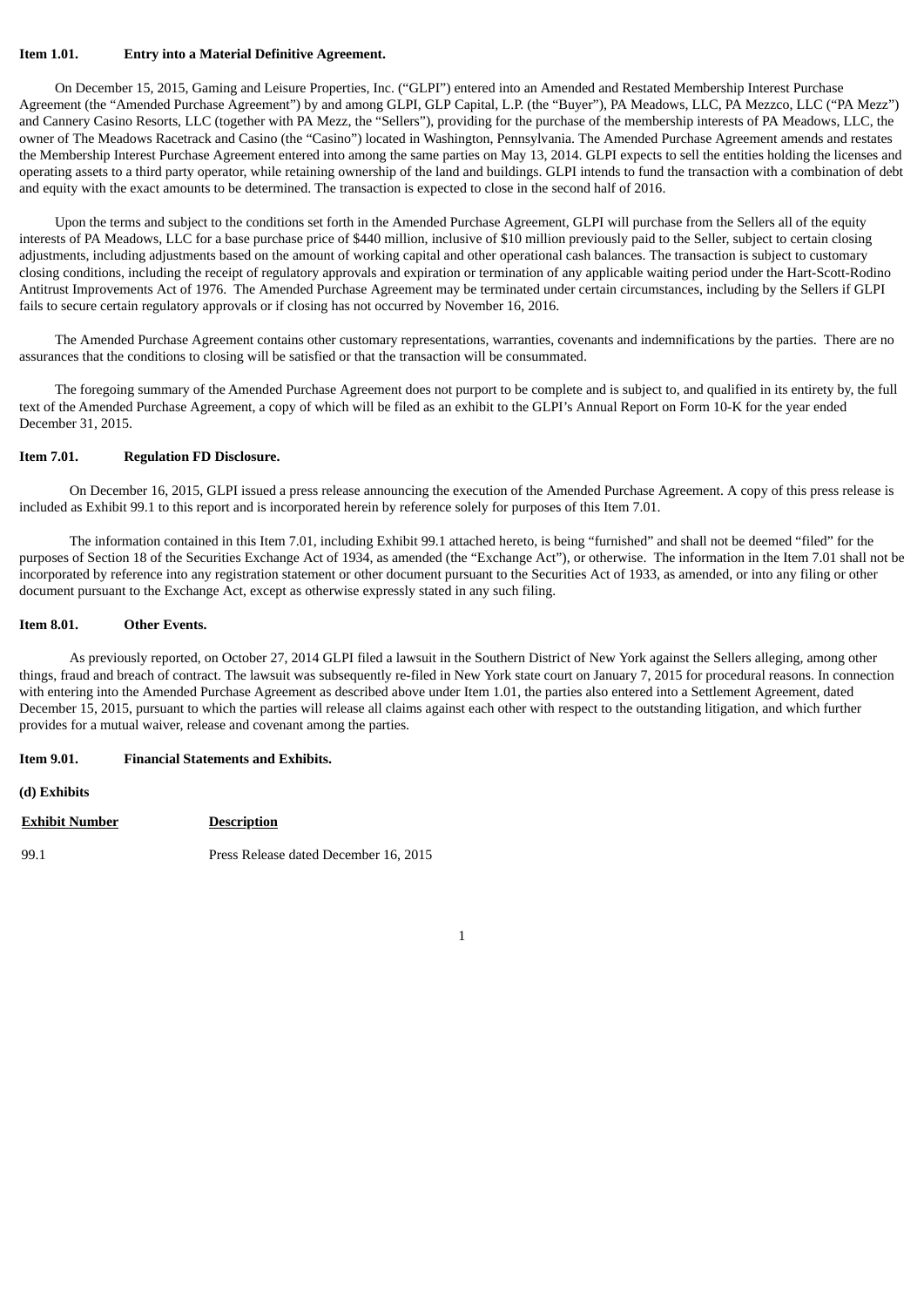**Item 1.01. Entry into a Material Definitive Agreement.**

On December 15, 2015, Gaming and Leisure Properties, Inc. ("GLPI") entered into an Amended and Restated Membership Interest Purchase Agreement (the "Amended Purchase Agreement") by and among GLPI, GLP Capital, L.P. (the "Buyer"), PA Meadows, LLC, PA Mezzco, LLC ("PA Mezz") and Cannery Casino Resorts, LLC (together with PA Mezz, the "Sellers"), providing for the purchase of the membership interests of PA Meadows, LLC, the owner of The Meadows Racetrack and Casino (the "Casino") located in Washington, Pennsylvania. The Amended Purchase Agreement amends and restates the Membership Interest Purchase Agreement entered into among the same parties on May 13, 2014. GLPI expects to sell the entities holding the licenses and operating assets to a third party operator, while retaining ownership of the land and buildings. GLPI intends to fund the transaction with a combination of debt and equity with the exact amounts to be determined. The transaction is expected to close in the second half of 2016.

Upon the terms and subject to the conditions set forth in the Amended Purchase Agreement, GLPI will purchase from the Sellers all of the equity interests of PA Meadows, LLC for a base purchase price of $440 million, inclusive of $10 million previously paid to the Seller, subject to certain closing adjustments, including adjustments based on the amount of working capital and other operational cash balances. The transaction is subject to customary closing conditions, including the receipt of regulatory approvals and expiration or termination of any applicable waiting period under the Hart-Scott-Rodino Antitrust Improvements Act of 1976. The Amended Purchase Agreement may be terminated under certain circumstances, including by the Sellers if GLPI fails to secure certain regulatory approvals or if closing has not occurred by November 16, 2016.

The Amended Purchase Agreement contains other customary representations, warranties, covenants and indemnifications by the parties. There are no assurances that the conditions to closing will be satisfied or that the transaction will be consummated.

The foregoing summary of the Amended Purchase Agreement does not purport to be complete and is subject to, and qualified in its entirety by, the full text of the Amended Purchase Agreement, a copy of which will be filed as an exhibit to the GLPI's Annual Report on Form 10-K for the year ended December 31, 2015.

**Item 7.01. Regulation FD Disclosure.**

On December 16, 2015, GLPI issued a press release announcing the execution of the Amended Purchase Agreement. A copy of this press release is included as Exhibit 99.1 to this report and is incorporated herein by reference solely for purposes of this Item 7.01.

The information contained in this Item 7.01, including Exhibit 99.1 attached hereto, is being "furnished" and shall not be deemed "filed" for the purposes of Section 18 of the Securities Exchange Act of 1934, as amended (the "Exchange Act"), or otherwise. The information in the Item 7.01 shall not be incorporated by reference into any registration statement or other document pursuant to the Securities Act of 1933, as amended, or into any filing or other document pursuant to the Exchange Act, except as otherwise expressly stated in any such filing.

**Item 8.01. Other Events.**

As previously reported, on October 27, 2014 GLPI filed a lawsuit in the Southern District of New York against the Sellers alleging, among other things, fraud and breach of contract. The lawsuit was subsequently re-filed in New York state court on January 7, 2015 for procedural reasons. In connection with entering into the Amended Purchase Agreement as described above under Item 1.01, the parties also entered into a Settlement Agreement, dated December 15, 2015, pursuant to which the parties will release all claims against each other with respect to the outstanding litigation, and which further provides for a mutual waiver, release and covenant among the parties.

**Item 9.01. Financial Statements and Exhibits.**

**(d) Exhibits**

| Exhibit Number | Description |
|---|---|
| 99.1 | Press Release dated December 16, 2015 |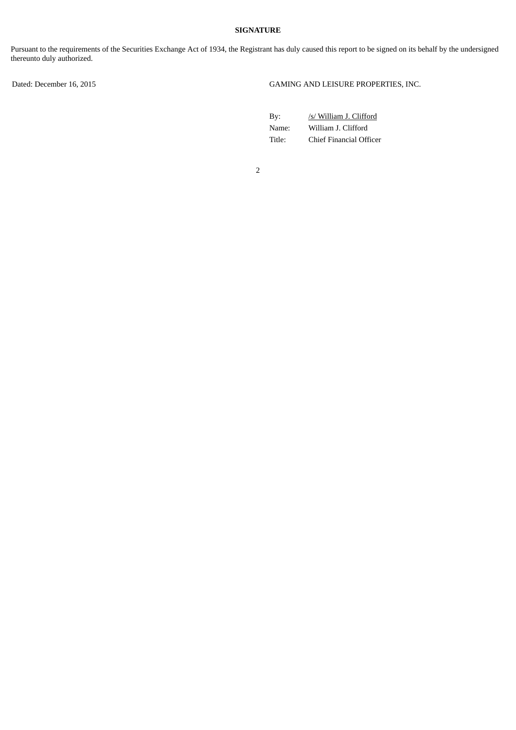**SIGNATURE**

Pursuant to the requirements of the Securities Exchange Act of 1934, the Registrant has duly caused this report to be signed on its behalf by the undersigned thereunto duly authorized.

Dated: December 16, 2015

GAMING AND LEISURE PROPERTIES, INC.

| | |
|---|---|
| By: | /s/ William J. Clifford |
| Name: | William J. Clifford |
| Title: | Chief Financial Officer |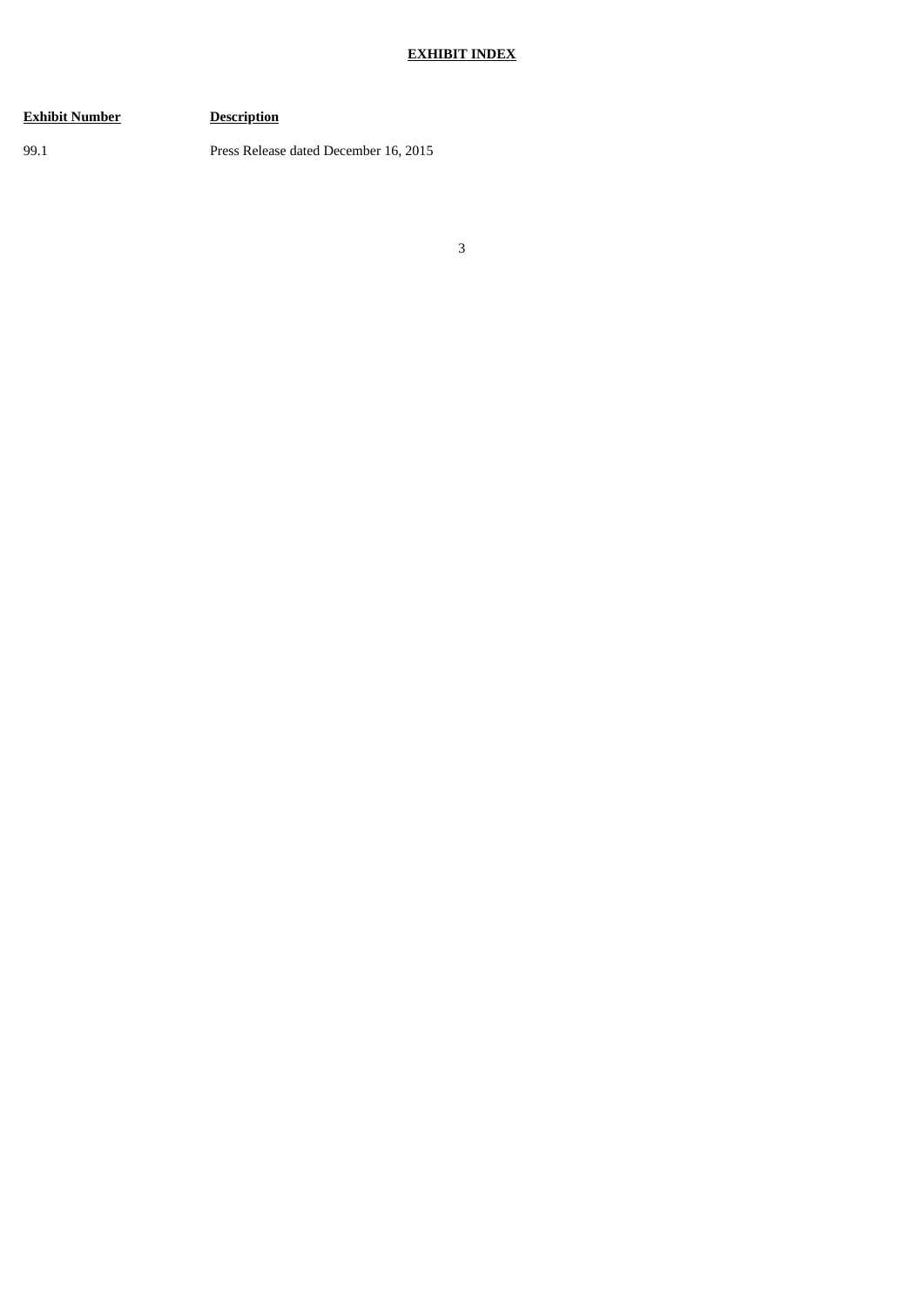# EXHIBIT INDEX

| Exhibit Number | Description |
| --- | --- |
| 99.1 | Press Release dated December 16, 2015 |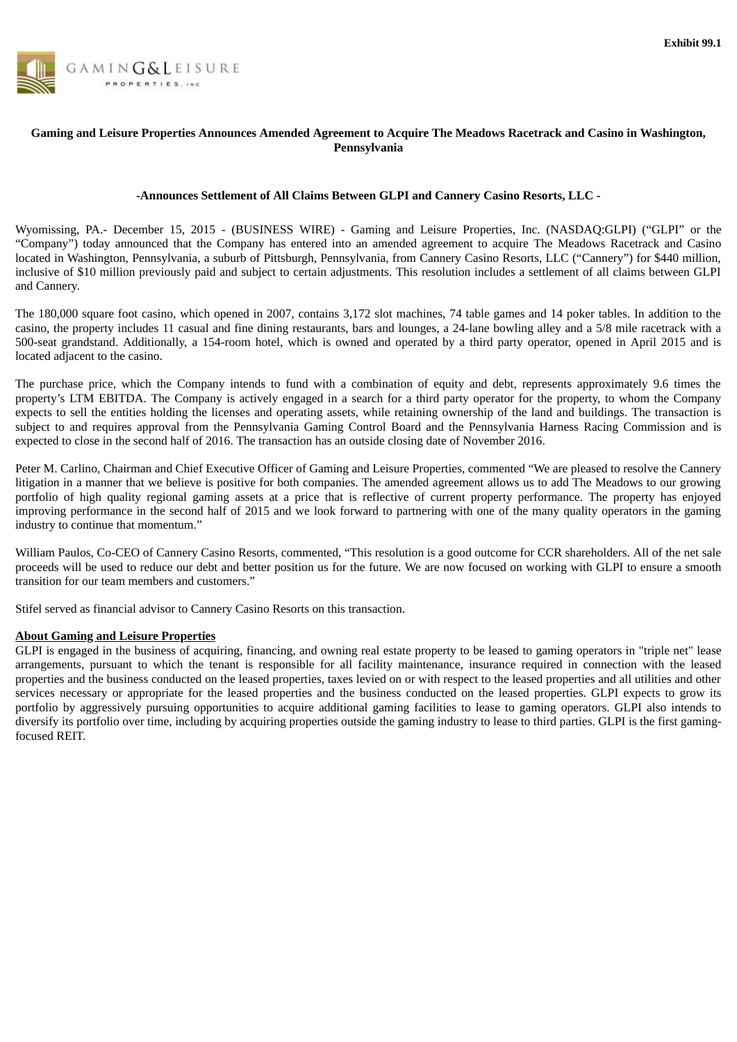Exhibit 99.1

GAMING&LEISURE PROPERTIES, INC

**Gaming and Leisure Properties Announces Amended Agreement to Acquire The Meadows Racetrack and Casino in Washington, Pennsylvania**

**-Announces Settlement of All Claims Between GLPI and Cannery Casino Resorts, LLC -**

Wyomissing, PA.- December 15, 2015 - (BUSINESS WIRE) - Gaming and Leisure Properties, Inc. (NASDAQ:GLPI) ("GLPI" or the "Company") today announced that the Company has entered into an amended agreement to acquire The Meadows Racetrack and Casino located in Washington, Pennsylvania, a suburb of Pittsburgh, Pennsylvania, from Cannery Casino Resorts, LLC ("Cannery") for $440 million, inclusive of $10 million previously paid and subject to certain adjustments. This resolution includes a settlement of all claims between GLPI and Cannery.

The 180,000 square foot casino, which opened in 2007, contains 3,172 slot machines, 74 table games and 14 poker tables. In addition to the casino, the property includes 11 casual and fine dining restaurants, bars and lounges, a 24-lane bowling alley and a 5/8 mile racetrack with a 500-seat grandstand. Additionally, a 154-room hotel, which is owned and operated by a third party operator, opened in April 2015 and is located adjacent to the casino.

The purchase price, which the Company intends to fund with a combination of equity and debt, represents approximately 9.6 times the property's LTM EBITDA. The Company is actively engaged in a search for a third party operator for the property, to whom the Company expects to sell the entities holding the licenses and operating assets, while retaining ownership of the land and buildings. The transaction is subject to and requires approval from the Pennsylvania Gaming Control Board and the Pennsylvania Harness Racing Commission and is expected to close in the second half of 2016. The transaction has an outside closing date of November 2016.

Peter M. Carlino, Chairman and Chief Executive Officer of Gaming and Leisure Properties, commented "We are pleased to resolve the Cannery litigation in a manner that we believe is positive for both companies. The amended agreement allows us to add The Meadows to our growing portfolio of high quality regional gaming assets at a price that is reflective of current property performance. The property has enjoyed improving performance in the second half of 2015 and we look forward to partnering with one of the many quality operators in the gaming industry to continue that momentum."

William Paulos, Co-CEO of Cannery Casino Resorts, commented, "This resolution is a good outcome for CCR shareholders. All of the net sale proceeds will be used to reduce our debt and better position us for the future. We are now focused on working with GLPI to ensure a smooth transition for our team members and customers."

Stifel served as financial advisor to Cannery Casino Resorts on this transaction.

**About Gaming and Leisure Properties**

GLPI is engaged in the business of acquiring, financing, and owning real estate property to be leased to gaming operators in "triple net" lease arrangements, pursuant to which the tenant is responsible for all facility maintenance, insurance required in connection with the leased properties and the business conducted on the leased properties, taxes levied on or with respect to the leased properties and all utilities and other services necessary or appropriate for the leased properties and the business conducted on the leased properties. GLPI expects to grow its portfolio by aggressively pursuing opportunities to acquire additional gaming facilities to lease to gaming operators. GLPI also intends to diversify its portfolio over time, including by acquiring properties outside the gaming industry to lease to third parties. GLPI is the first gaming-focused REIT.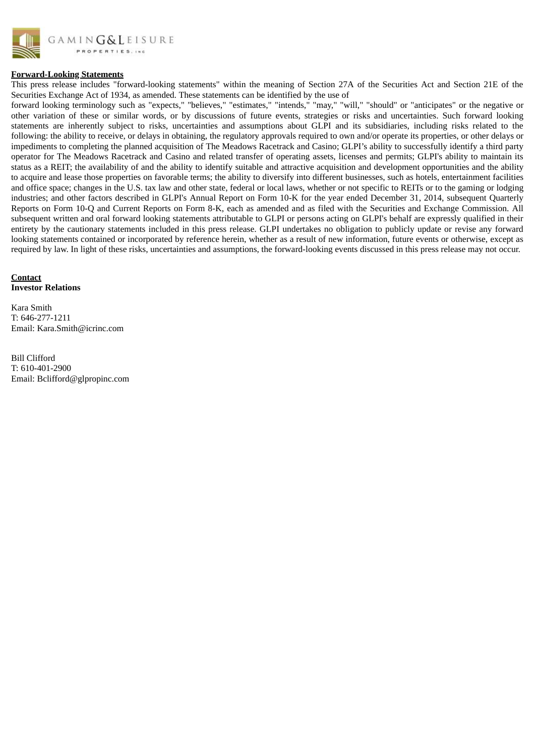**Forward-Looking Statements**

This press release includes "forward-looking statements" within the meaning of Section 27A of the Securities Act and Section 21E of the Securities Exchange Act of 1934, as amended. These statements can be identified by the use of forward looking terminology such as "expects," "believes," "estimates," "intends," "may," "will," "should" or "anticipates" or the negative or other variation of these or similar words, or by discussions of future events, strategies or risks and uncertainties. Such forward looking statements are inherently subject to risks, uncertainties and assumptions about GLPI and its subsidiaries, including risks related to the following: the ability to receive, or delays in obtaining, the regulatory approvals required to own and/or operate its properties, or other delays or impediments to completing the planned acquisition of The Meadows Racetrack and Casino; GLPI's ability to successfully identify a third party operator for The Meadows Racetrack and Casino and related transfer of operating assets, licenses and permits; GLPI's ability to maintain its status as a REIT; the availability of and the ability to identify suitable and attractive acquisition and development opportunities and the ability to acquire and lease those properties on favorable terms; the ability to diversify into different businesses, such as hotels, entertainment facilities and office space; changes in the U.S. tax law and other state, federal or local laws, whether or not specific to REITs or to the gaming or lodging industries; and other factors described in GLPI's Annual Report on Form 10-K for the year ended December 31, 2014, subsequent Quarterly Reports on Form 10-Q and Current Reports on Form 8-K, each as amended and as filed with the Securities and Exchange Commission. All subsequent written and oral forward looking statements attributable to GLPI or persons acting on GLPI's behalf are expressly qualified in their entirety by the cautionary statements included in this press release. GLPI undertakes no obligation to publicly update or revise any forward looking statements contained or incorporated by reference herein, whether as a result of new information, future events or otherwise, except as required by law. In light of these risks, uncertainties and assumptions, the forward-looking events discussed in this press release may not occur.

**Contact**
**Investor Relations**

Kara Smith
T: 646-277-1211
Email: Kara.Smith@icrinc.com

Bill Clifford
T: 610-401-2900
Email: Bclifford@glpropinc.com